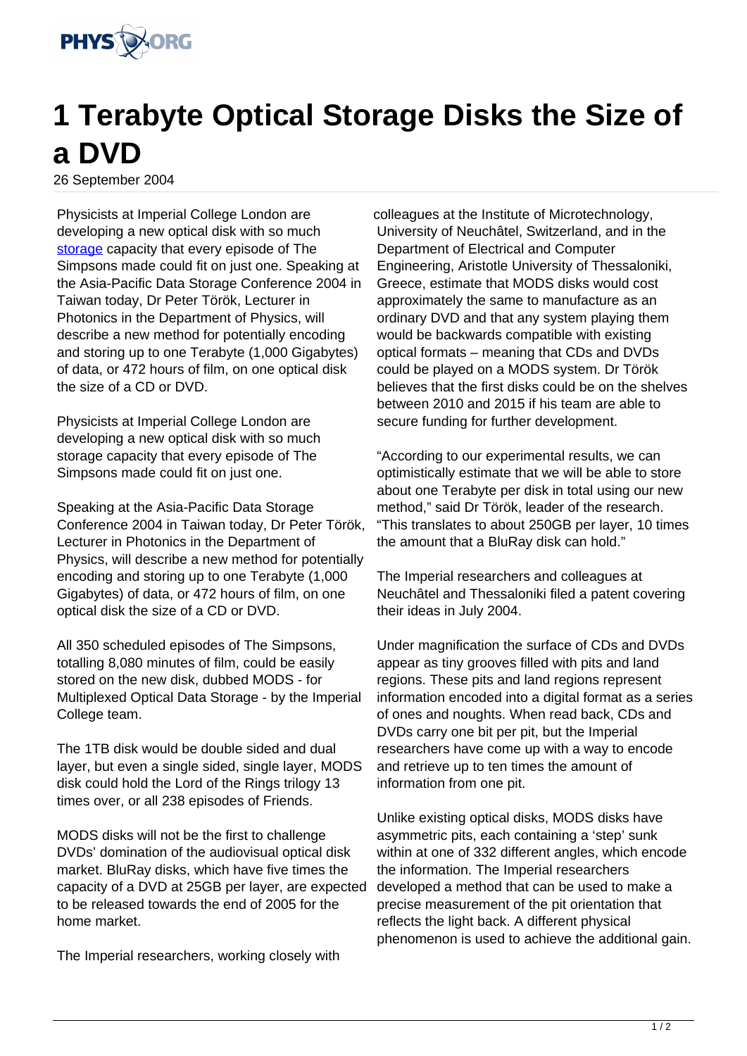# 1 Terabyte Optical Storage Disks the Size of a DVD

26 September 2004

Physicists at Imperial College London are developing a new optical disk with so much storage capacity that every episode of The Simpsons made could fit on just one. Speaking at the Asia-Pacific Data Storage Conference 2004 in Taiwan today, Dr Peter Török, Lecturer in Photonics in the Department of Physics, will describe a new method for potentially encoding and storing up to one Terabyte (1,000 Gigabytes) of data, or 472 hours of film, on one optical disk the size of a CD or DVD.

Physicists at Imperial College London are developing a new optical disk with so much storage capacity that every episode of The Simpsons made could fit on just one.

Speaking at the Asia-Pacific Data Storage Conference 2004 in Taiwan today, Dr Peter Török, Lecturer in Photonics in the Department of Physics, will describe a new method for potentially encoding and storing up to one Terabyte (1,000 Gigabytes) of data, or 472 hours of film, on one optical disk the size of a CD or DVD.

All 350 scheduled episodes of The Simpsons, totalling 8,080 minutes of film, could be easily stored on the new disk, dubbed MODS - for Multiplexed Optical Data Storage - by the Imperial College team.

The 1TB disk would be double sided and dual layer, but even a single sided, single layer, MODS disk could hold the Lord of the Rings trilogy 13 times over, or all 238 episodes of Friends.

MODS disks will not be the first to challenge DVDs' domination of the audiovisual optical disk market. BluRay disks, which have five times the capacity of a DVD at 25GB per layer, are expected to be released towards the end of 2005 for the home market.

The Imperial researchers, working closely with colleagues at the Institute of Microtechnology, University of Neuchâtel, Switzerland, and in the Department of Electrical and Computer Engineering, Aristotle University of Thessaloniki, Greece, estimate that MODS disks would cost approximately the same to manufacture as an ordinary DVD and that any system playing them would be backwards compatible with existing optical formats – meaning that CDs and DVDs could be played on a MODS system. Dr Török believes that the first disks could be on the shelves between 2010 and 2015 if his team are able to secure funding for further development.

"According to our experimental results, we can optimistically estimate that we will be able to store about one Terabyte per disk in total using our new method," said Dr Török, leader of the research. "This translates to about 250GB per layer, 10 times the amount that a BluRay disk can hold."

The Imperial researchers and colleagues at Neuchâtel and Thessaloniki filed a patent covering their ideas in July 2004.

Under magnification the surface of CDs and DVDs appear as tiny grooves filled with pits and land regions. These pits and land regions represent information encoded into a digital format as a series of ones and noughts. When read back, CDs and DVDs carry one bit per pit, but the Imperial researchers have come up with a way to encode and retrieve up to ten times the amount of information from one pit.

Unlike existing optical disks, MODS disks have asymmetric pits, each containing a 'step' sunk within at one of 332 different angles, which encode the information. The Imperial researchers developed a method that can be used to make a precise measurement of the pit orientation that reflects the light back. A different physical phenomenon is used to achieve the additional gain.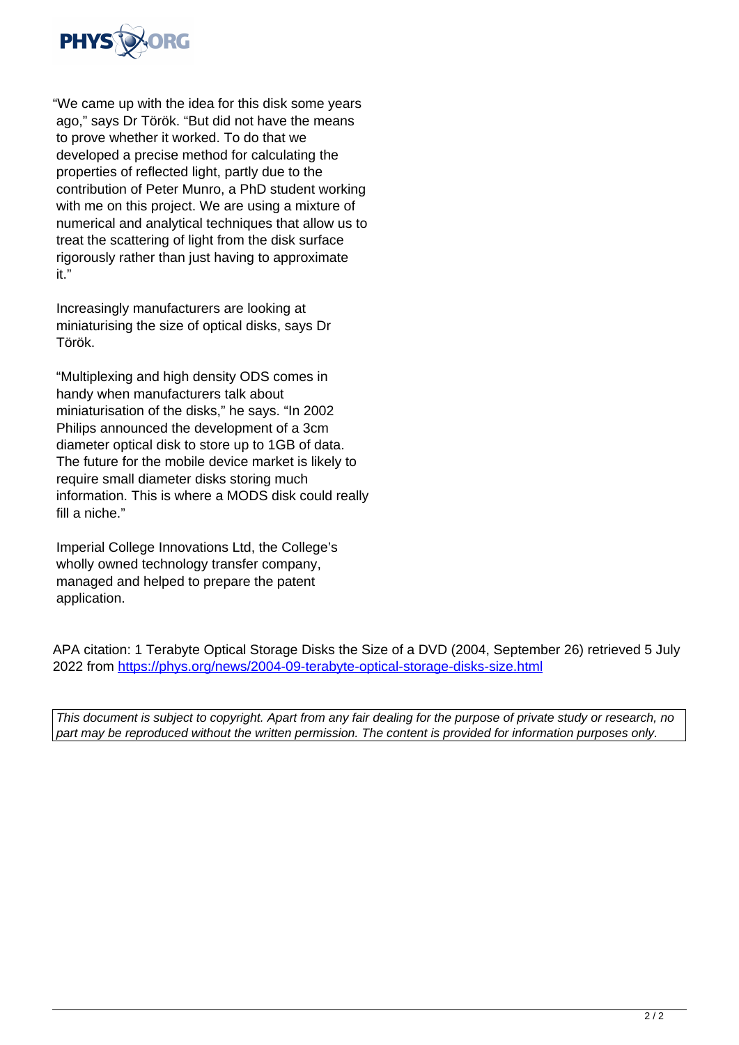"We came up with the idea for this disk some years ago," says Dr Török. "But did not have the means to prove whether it worked. To do that we developed a precise method for calculating the properties of reflected light, partly due to the contribution of Peter Munro, a PhD student working with me on this project. We are using a mixture of numerical and analytical techniques that allow us to treat the scattering of light from the disk surface rigorously rather than just having to approximate it."

Increasingly manufacturers are looking at miniaturising the size of optical disks, says Dr Török.

"Multiplexing and high density ODS comes in handy when manufacturers talk about miniaturisation of the disks," he says. "In 2002 Philips announced the development of a 3cm diameter optical disk to store up to 1GB of data. The future for the mobile device market is likely to require small diameter disks storing much information. This is where a MODS disk could really fill a niche."

Imperial College Innovations Ltd, the College's wholly owned technology transfer company, managed and helped to prepare the patent application.

APA citation: 1 Terabyte Optical Storage Disks the Size of a DVD (2004, September 26) retrieved 5 July 2022 from https://phys.org/news/2004-09-terabyte-optical-storage-disks-size.html

*This document is subject to copyright. Apart from any fair dealing for the purpose of private study or research, no part may be reproduced without the written permission. The content is provided for information purposes only.*